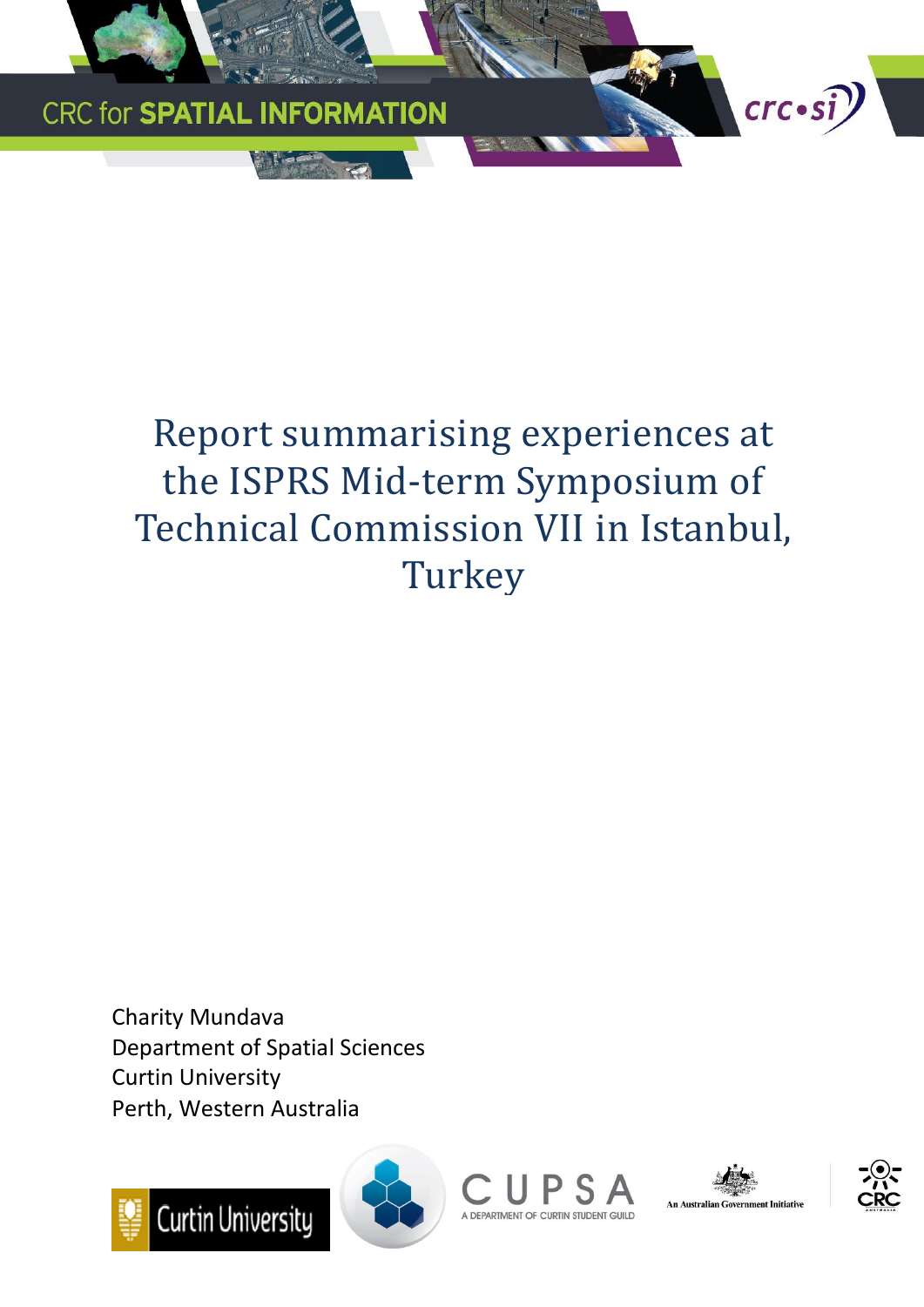CRC for **SPATIAL INFORMATION**

# Report summarising experiences at the ISPRS Mid-term Symposium of Technical Commission VII in Istanbul, Turkey

Charity Mundava
Department of Spatial Sciences
Curtin University
Perth, Western Australia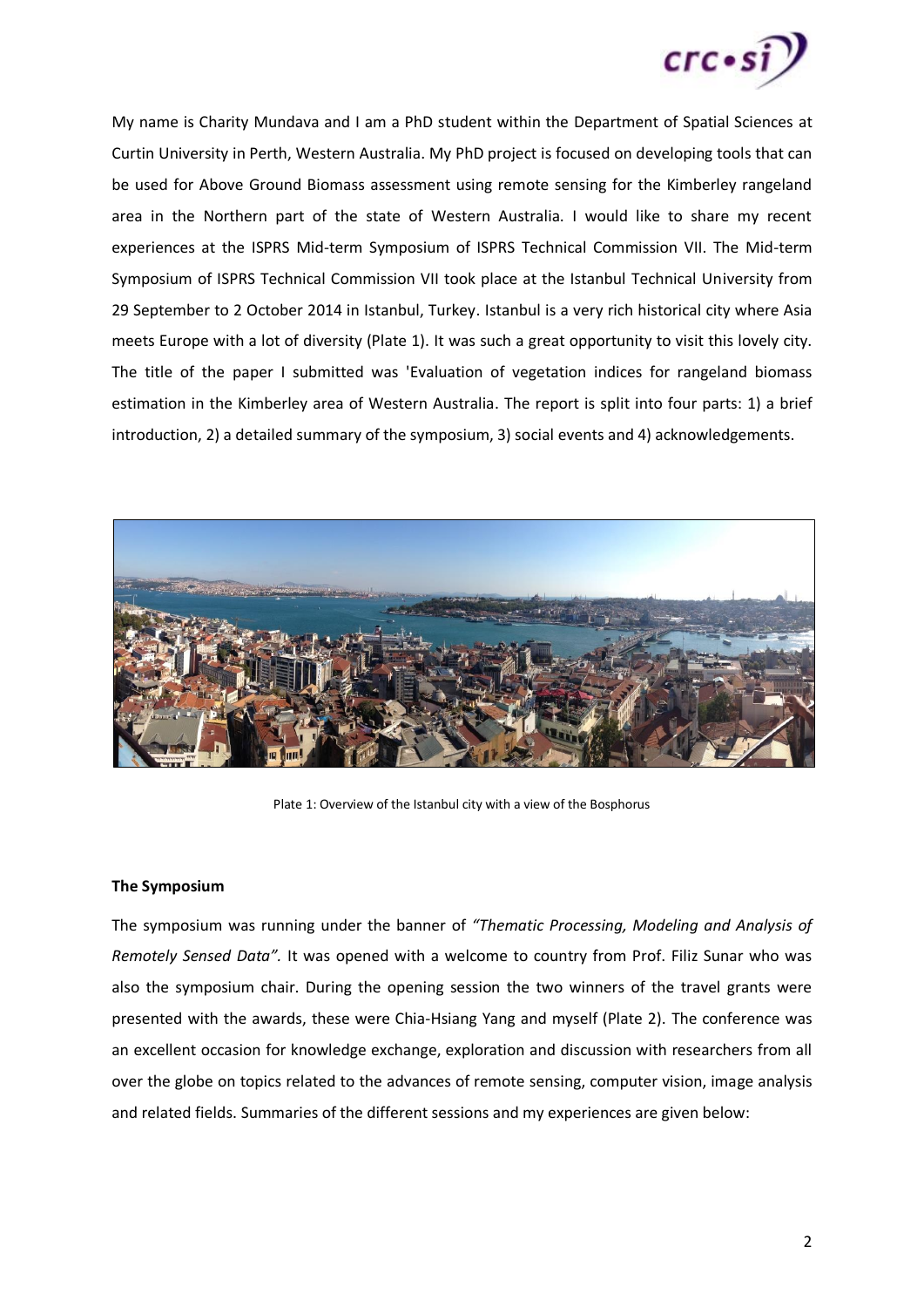My name is Charity Mundava and I am a PhD student within the Department of Spatial Sciences at Curtin University in Perth, Western Australia. My PhD project is focused on developing tools that can be used for Above Ground Biomass assessment using remote sensing for the Kimberley rangeland area in the Northern part of the state of Western Australia. I would like to share my recent experiences at the ISPRS Mid-term Symposium of ISPRS Technical Commission VII. The Mid-term Symposium of ISPRS Technical Commission VII took place at the Istanbul Technical University from 29 September to 2 October 2014 in Istanbul, Turkey. Istanbul is a very rich historical city where Asia meets Europe with a lot of diversity (Plate 1). It was such a great opportunity to visit this lovely city. The title of the paper I submitted was 'Evaluation of vegetation indices for rangeland biomass estimation in the Kimberley area of Western Australia. The report is split into four parts: 1) a brief introduction, 2) a detailed summary of the symposium, 3) social events and 4) acknowledgements.

Plate 1: Overview of the Istanbul city with a view of the Bosphorus

**The Symposium**

The symposium was running under the banner of *"Thematic Processing, Modeling and Analysis of Remotely Sensed Data".* It was opened with a welcome to country from Prof. Filiz Sunar who was also the symposium chair. During the opening session the two winners of the travel grants were presented with the awards, these were Chia-Hsiang Yang and myself (Plate 2). The conference was an excellent occasion for knowledge exchange, exploration and discussion with researchers from all over the globe on topics related to the advances of remote sensing, computer vision, image analysis and related fields. Summaries of the different sessions and my experiences are given below: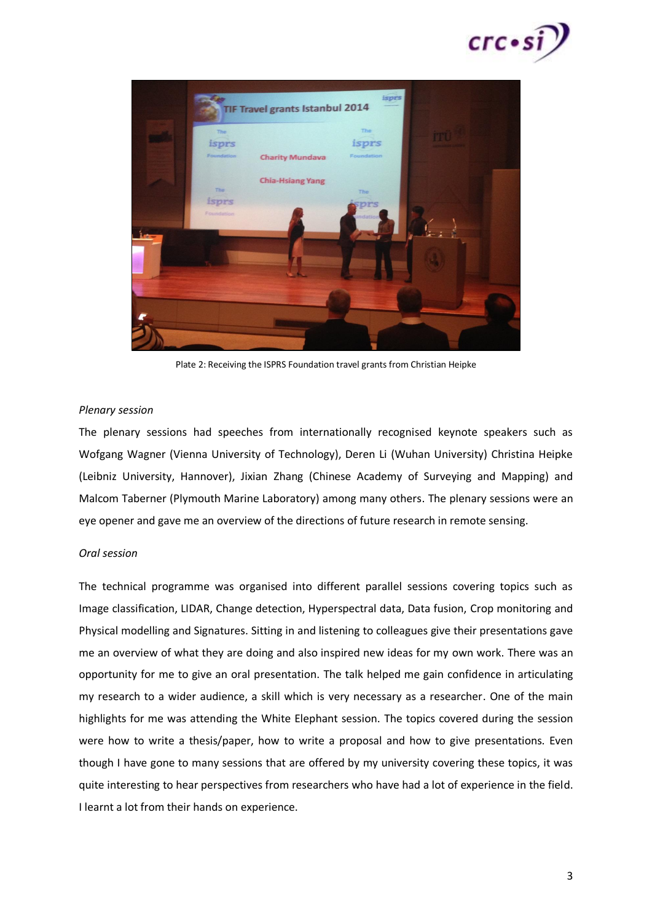Plate 2: Receiving the ISPRS Foundation travel grants from Christian Heipke

*Plenary session*

The plenary sessions had speeches from internationally recognised keynote speakers such as Wofgang Wagner (Vienna University of Technology), Deren Li (Wuhan University) Christina Heipke (Leibniz University, Hannover), Jixian Zhang (Chinese Academy of Surveying and Mapping) and Malcom Taberner (Plymouth Marine Laboratory) among many others. The plenary sessions were an eye opener and gave me an overview of the directions of future research in remote sensing.

*Oral session*

The technical programme was organised into different parallel sessions covering topics such as Image classification, LIDAR, Change detection, Hyperspectral data, Data fusion, Crop monitoring and Physical modelling and Signatures. Sitting in and listening to colleagues give their presentations gave me an overview of what they are doing and also inspired new ideas for my own work. There was an opportunity for me to give an oral presentation. The talk helped me gain confidence in articulating my research to a wider audience, a skill which is very necessary as a researcher. One of the main highlights for me was attending the White Elephant session. The topics covered during the session were how to write a thesis/paper, how to write a proposal and how to give presentations. Even though I have gone to many sessions that are offered by my university covering these topics, it was quite interesting to hear perspectives from researchers who have had a lot of experience in the field. I learnt a lot from their hands on experience.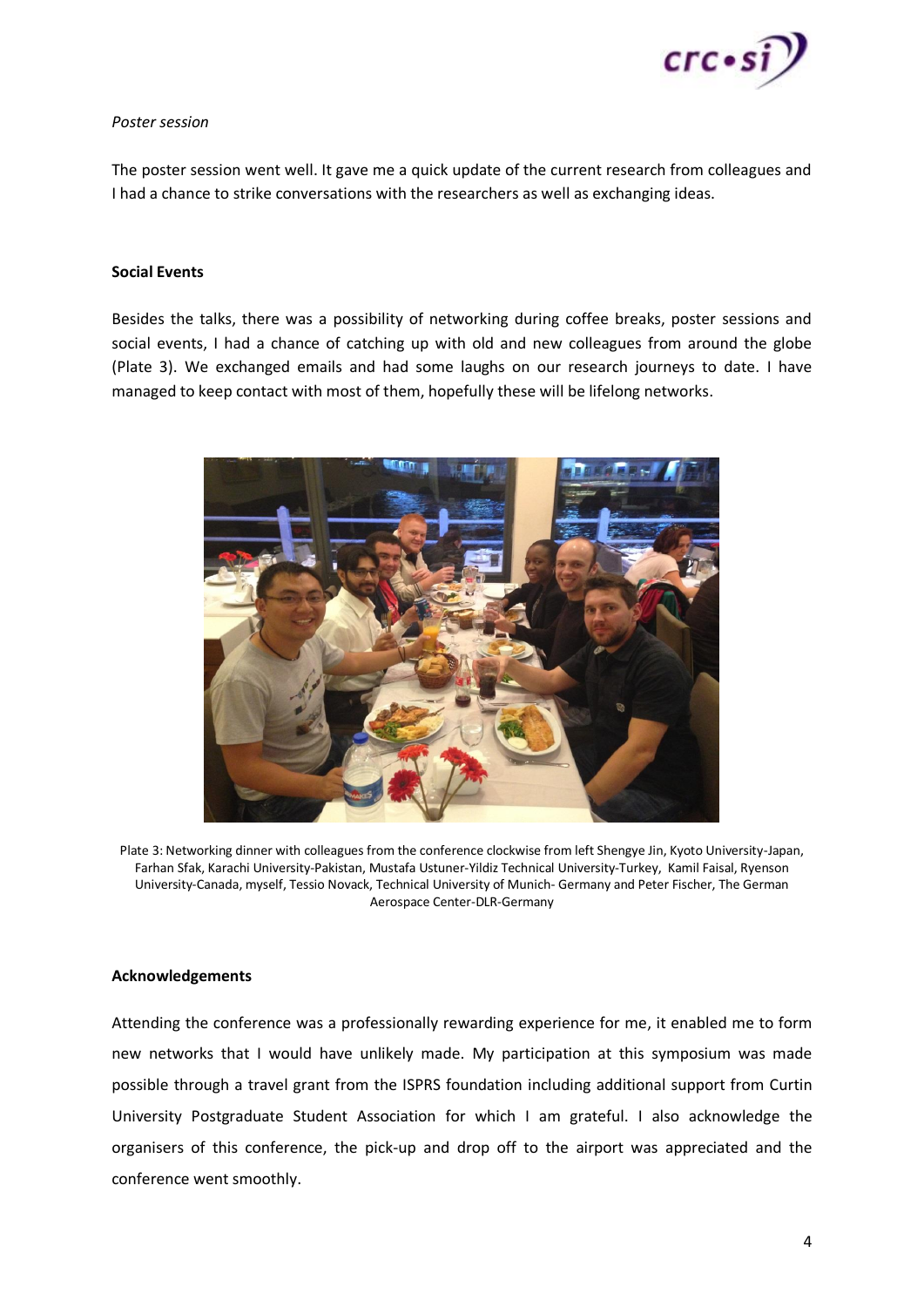*Poster session*

The poster session went well. It gave me a quick update of the current research from colleagues and I had a chance to strike conversations with the researchers as well as exchanging ideas.

**Social Events**

Besides the talks, there was a possibility of networking during coffee breaks, poster sessions and social events, I had a chance of catching up with old and new colleagues from around the globe (Plate 3). We exchanged emails and had some laughs on our research journeys to date. I have managed to keep contact with most of them, hopefully these will be lifelong networks.

Plate 3: Networking dinner with colleagues from the conference clockwise from left Shengye Jin, Kyoto University-Japan, Farhan Sfak, Karachi University-Pakistan, Mustafa Ustuner-Yildiz Technical University-Turkey, Kamil Faisal, Ryenson University-Canada, myself, Tessio Novack, Technical University of Munich- Germany and Peter Fischer, The German Aerospace Center-DLR-Germany

**Acknowledgements**

Attending the conference was a professionally rewarding experience for me, it enabled me to form new networks that I would have unlikely made. My participation at this symposium was made possible through a travel grant from the ISPRS foundation including additional support from Curtin University Postgraduate Student Association for which I am grateful. I also acknowledge the organisers of this conference, the pick-up and drop off to the airport was appreciated and the conference went smoothly.